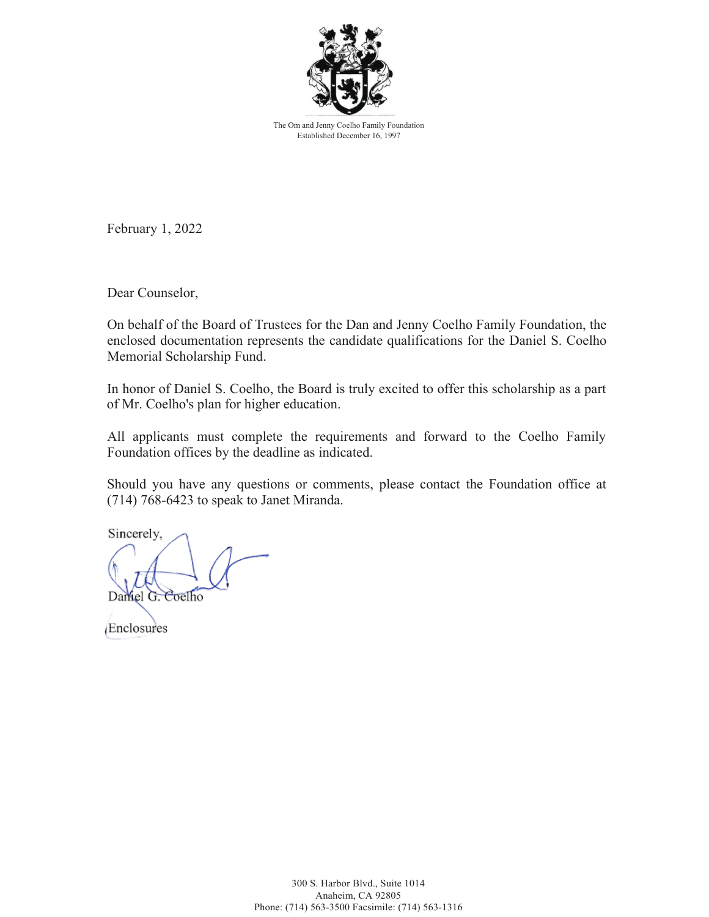The Om and Jenny Coelho Family Foundation
Established December 16, 1997

February 1, 2022

Dear Counselor,

On behalf of the Board of Trustees for the Dan and Jenny Coelho Family Foundation, the enclosed documentation represents the candidate qualifications for the Daniel S. Coelho Memorial Scholarship Fund.

In honor of Daniel S. Coelho, the Board is truly excited to offer this scholarship as a part of Mr. Coelho's plan for higher education.

All applicants must complete the requirements and forward to the Coelho Family Foundation offices by the deadline as indicated.

Should you have any questions or comments, please contact the Foundation office at (714) 768-6423 to speak to Janet Miranda.

Sincerely,

Daniel G. Coelho

Enclosures

300 S. Harbor Blvd., Suite 1014
Anaheim, CA 92805
Phone: (714) 563-3500 Facsimile: (714) 563-1316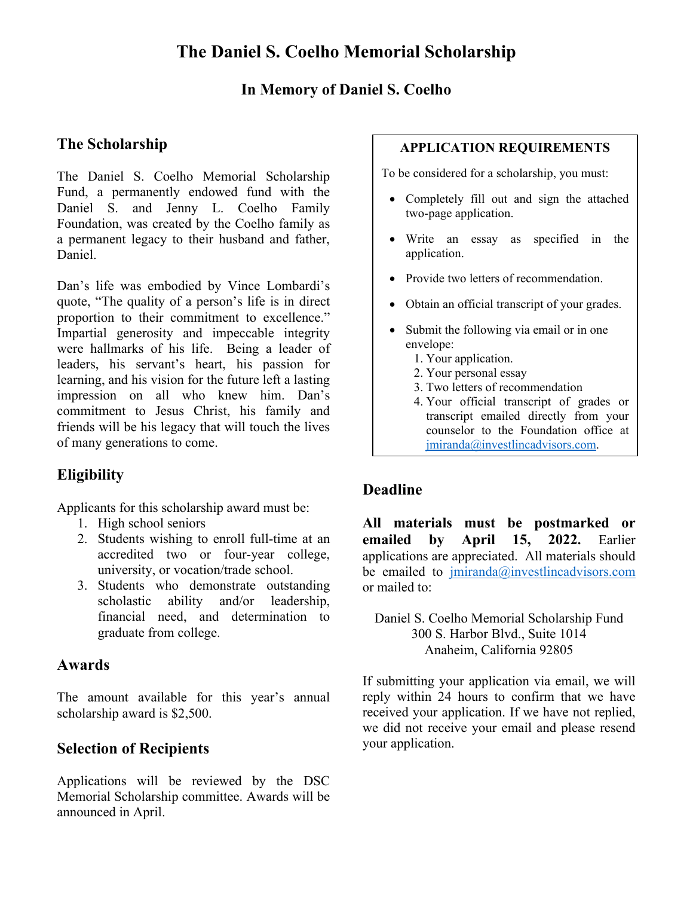# The Daniel S. Coelho Memorial Scholarship

## In Memory of Daniel S. Coelho

## The Scholarship

The Daniel S. Coelho Memorial Scholarship Fund, a permanently endowed fund with the Daniel S. and Jenny L. Coelho Family Foundation, was created by the Coelho family as a permanent legacy to their husband and father, Daniel.

Dan's life was embodied by Vince Lombardi's quote, "The quality of a person's life is in direct proportion to their commitment to excellence." Impartial generosity and impeccable integrity were hallmarks of his life. Being a leader of leaders, his servant's heart, his passion for learning, and his vision for the future left a lasting impression on all who knew him. Dan's commitment to Jesus Christ, his family and friends will be his legacy that will touch the lives of many generations to come.

## Eligibility

Applicants for this scholarship award must be:

1. High school seniors
2. Students wishing to enroll full-time at an accredited two or four-year college, university, or vocation/trade school.
3. Students who demonstrate outstanding scholastic ability and/or leadership, financial need, and determination to graduate from college.

## Awards

The amount available for this year's annual scholarship award is $2,500.

## Selection of Recipients

Applications will be reviewed by the DSC Memorial Scholarship committee. Awards will be announced in April.

**APPLICATION REQUIREMENTS**

To be considered for a scholarship, you must:

- Completely fill out and sign the attached two-page application.
- Write an essay as specified in the application.
- Provide two letters of recommendation.
- Obtain an official transcript of your grades.
- Submit the following via email or in one envelope:
  1. Your application.
  2. Your personal essay
  3. Two letters of recommendation
  4. Your official transcript of grades or transcript emailed directly from your counselor to the Foundation office at jmiranda@investlincadvisors.com.

## Deadline

**All materials must be postmarked or emailed by April 15, 2022.** Earlier applications are appreciated. All materials should be emailed to jmiranda@investlincadvisors.com or mailed to:

Daniel S. Coelho Memorial Scholarship Fund
300 S. Harbor Blvd., Suite 1014
Anaheim, California 92805

If submitting your application via email, we will reply within 24 hours to confirm that we have received your application. If we have not replied, we did not receive your email and please resend your application.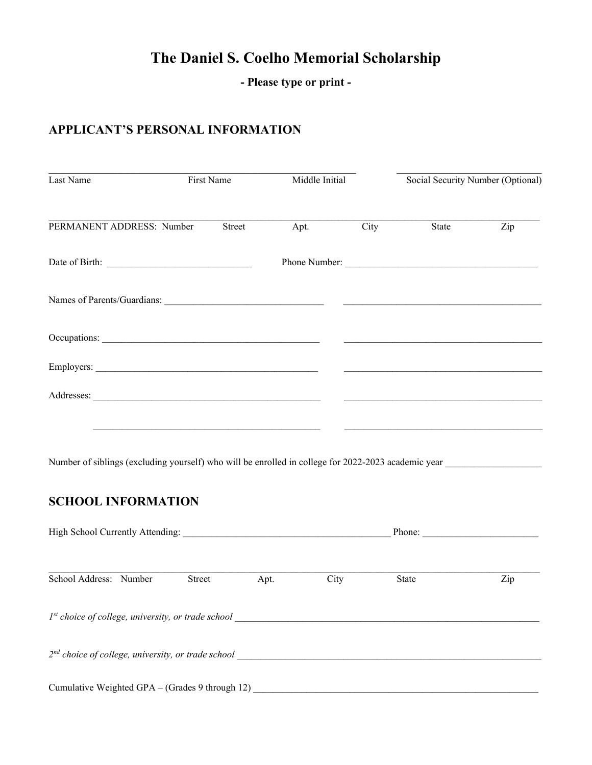# The Daniel S. Coelho Memorial Scholarship

**- Please type or print -**

## APPLICANT'S PERSONAL INFORMATION

\_\_\_\_\_\_\_\_\_\_\_\_\_\_\_\_\_\_\_\_\_\_\_\_\_\_\_\_\_\_\_\_\_\_\_\_\_\_\_\_\_\_\_\_\_\_\_\_\_\_\_\_ \_\_\_\_\_\_\_\_\_\_\_\_\_\_\_\_\_\_\_\_\_\_\_\_\_\_\_\_\_\_

Last Name First Name Middle Initial Social Security Number (Optional)

\_\_\_\_\_\_\_\_\_\_\_\_\_\_\_\_\_\_\_\_\_\_\_\_\_\_\_\_\_\_\_\_\_\_\_\_\_\_\_\_\_\_\_\_\_\_\_\_\_\_\_\_\_\_\_\_\_\_\_\_\_\_\_\_\_\_\_\_\_\_\_\_\_\_\_\_\_\_\_\_\_\_\_\_

PERMANENT ADDRESS: Number Street Apt. City State Zip

Date of Birth: \_\_\_\_\_\_\_\_\_\_\_\_\_\_\_\_\_\_\_\_\_\_\_\_\_\_\_\_\_\_ Phone Number: \_\_\_\_\_\_\_\_\_\_\_\_\_\_\_\_\_\_\_\_\_\_\_\_\_\_\_\_\_\_\_\_\_\_\_\_\_\_\_\_

Names of Parents/Guardians: \_\_\_\_\_\_\_\_\_\_\_\_\_\_\_\_\_\_\_\_\_\_\_\_\_\_\_\_\_\_\_\_\_ \_\_\_\_\_\_\_\_\_\_\_\_\_\_\_\_\_\_\_\_\_\_\_\_\_\_\_\_\_\_\_\_\_\_\_\_\_\_\_\_

Occupations: \_\_\_\_\_\_\_\_\_\_\_\_\_\_\_\_\_\_\_\_\_\_\_\_\_\_\_\_\_\_\_\_\_\_\_\_\_\_\_\_\_\_\_\_\_ \_\_\_\_\_\_\_\_\_\_\_\_\_\_\_\_\_\_\_\_\_\_\_\_\_\_\_\_\_\_\_\_\_\_\_\_\_\_\_\_

Employers: \_\_\_\_\_\_\_\_\_\_\_\_\_\_\_\_\_\_\_\_\_\_\_\_\_\_\_\_\_\_\_\_\_\_\_\_\_\_\_\_\_\_\_\_\_\_ \_\_\_\_\_\_\_\_\_\_\_\_\_\_\_\_\_\_\_\_\_\_\_\_\_\_\_\_\_\_\_\_\_\_\_\_\_\_\_\_

Addresses: \_\_\_\_\_\_\_\_\_\_\_\_\_\_\_\_\_\_\_\_\_\_\_\_\_\_\_\_\_\_\_\_\_\_\_\_\_\_\_\_\_\_\_\_\_\_ \_\_\_\_\_\_\_\_\_\_\_\_\_\_\_\_\_\_\_\_\_\_\_\_\_\_\_\_\_\_\_\_\_\_\_\_\_\_\_\_

\_\_\_\_\_\_\_\_\_\_\_\_\_\_\_\_\_\_\_\_\_\_\_\_\_\_\_\_\_\_\_\_\_\_\_\_\_\_\_\_\_\_\_\_\_\_ \_\_\_\_\_\_\_\_\_\_\_\_\_\_\_\_\_\_\_\_\_\_\_\_\_\_\_\_\_\_\_\_\_\_\_\_\_\_\_\_

Number of siblings (excluding yourself) who will be enrolled in college for 2022-2023 academic year \_\_\_\_\_\_\_\_\_\_\_\_\_\_\_\_\_\_\_\_

## SCHOOL INFORMATION

High School Currently Attending: \_\_\_\_\_\_\_\_\_\_\_\_\_\_\_\_\_\_\_\_\_\_\_\_\_\_\_\_\_\_\_\_\_\_\_\_\_\_\_\_\_\_\_\_ Phone: \_\_\_\_\_\_\_\_\_\_\_\_\_\_\_\_\_\_\_\_\_\_\_\_

\_\_\_\_\_\_\_\_\_\_\_\_\_\_\_\_\_\_\_\_\_\_\_\_\_\_\_\_\_\_\_\_\_\_\_\_\_\_\_\_\_\_\_\_\_\_\_\_\_\_\_\_\_\_\_\_\_\_\_\_\_\_\_\_\_\_\_\_\_\_\_\_\_\_\_\_\_\_\_\_\_\_\_\_

School Address: Number Street Apt. City State Zip

*1st choice of college, university, or trade school* \_\_\_\_\_\_\_\_\_\_\_\_\_\_\_\_\_\_\_\_\_\_\_\_\_\_\_\_\_\_\_\_\_\_\_\_\_\_\_\_\_\_\_\_\_\_\_\_\_\_\_\_\_\_\_\_\_\_\_\_\_\_

*2nd choice of college, university, or trade school* \_\_\_\_\_\_\_\_\_\_\_\_\_\_\_\_\_\_\_\_\_\_\_\_\_\_\_\_\_\_\_\_\_\_\_\_\_\_\_\_\_\_\_\_\_\_\_\_\_\_\_\_\_\_\_\_\_\_\_\_\_\_

Cumulative Weighted GPA – (Grades 9 through 12) \_\_\_\_\_\_\_\_\_\_\_\_\_\_\_\_\_\_\_\_\_\_\_\_\_\_\_\_\_\_\_\_\_\_\_\_\_\_\_\_\_\_\_\_\_\_\_\_\_\_\_\_\_\_\_\_\_\_\_\_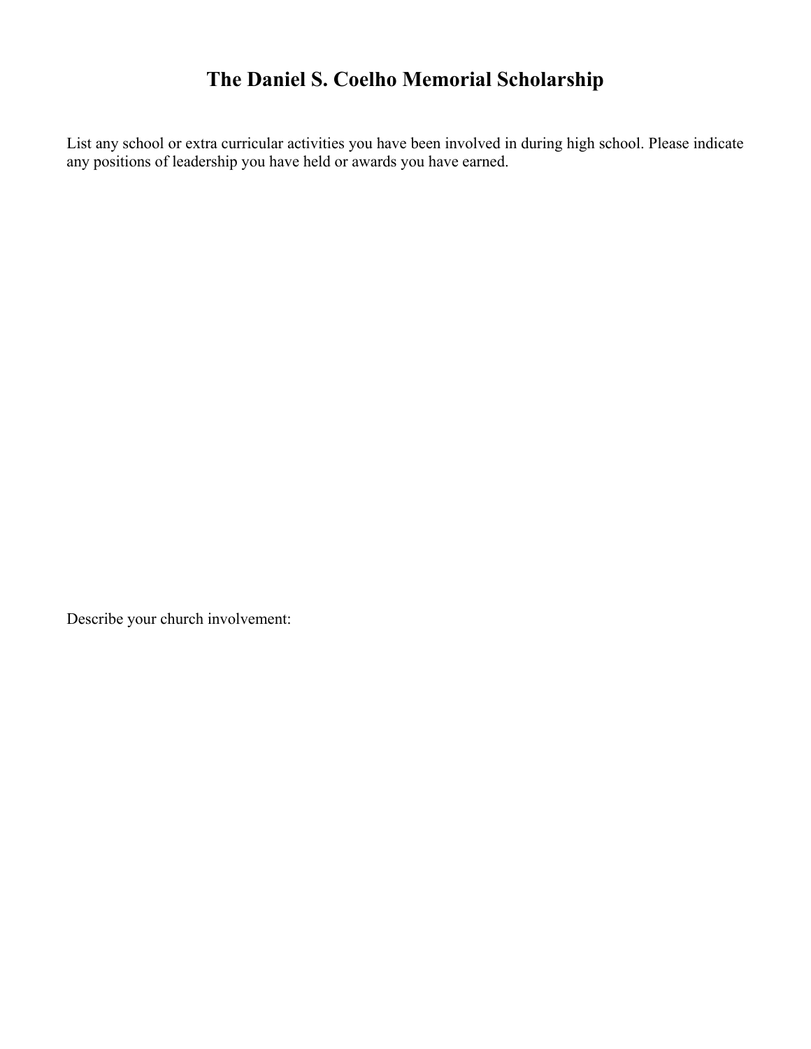# The Daniel S. Coelho Memorial Scholarship

List any school or extra curricular activities you have been involved in during high school. Please indicate any positions of leadership you have held or awards you have earned.

Describe your church involvement: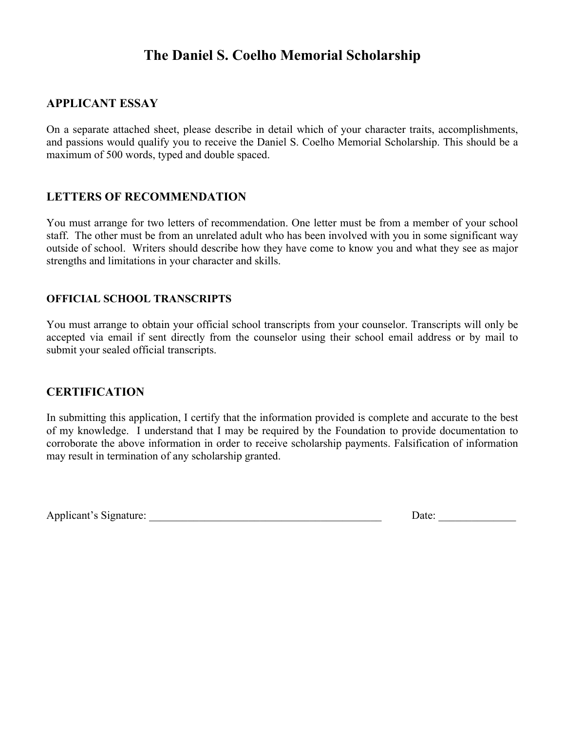# The Daniel S. Coelho Memorial Scholarship

## APPLICANT ESSAY

On a separate attached sheet, please describe in detail which of your character traits, accomplishments, and passions would qualify you to receive the Daniel S. Coelho Memorial Scholarship. This should be a maximum of 500 words, typed and double spaced.

## LETTERS OF RECOMMENDATION

You must arrange for two letters of recommendation. One letter must be from a member of your school staff. The other must be from an unrelated adult who has been involved with you in some significant way outside of school. Writers should describe how they have come to know you and what they see as major strengths and limitations in your character and skills.

### OFFICIAL SCHOOL TRANSCRIPTS

You must arrange to obtain your official school transcripts from your counselor. Transcripts will only be accepted via email if sent directly from the counselor using their school email address or by mail to submit your sealed official transcripts.

## CERTIFICATION

In submitting this application, I certify that the information provided is complete and accurate to the best of my knowledge. I understand that I may be required by the Foundation to provide documentation to corroborate the above information in order to receive scholarship payments. Falsification of information may result in termination of any scholarship granted.

Applicant's Signature: ___________________________________________ Date: ______________